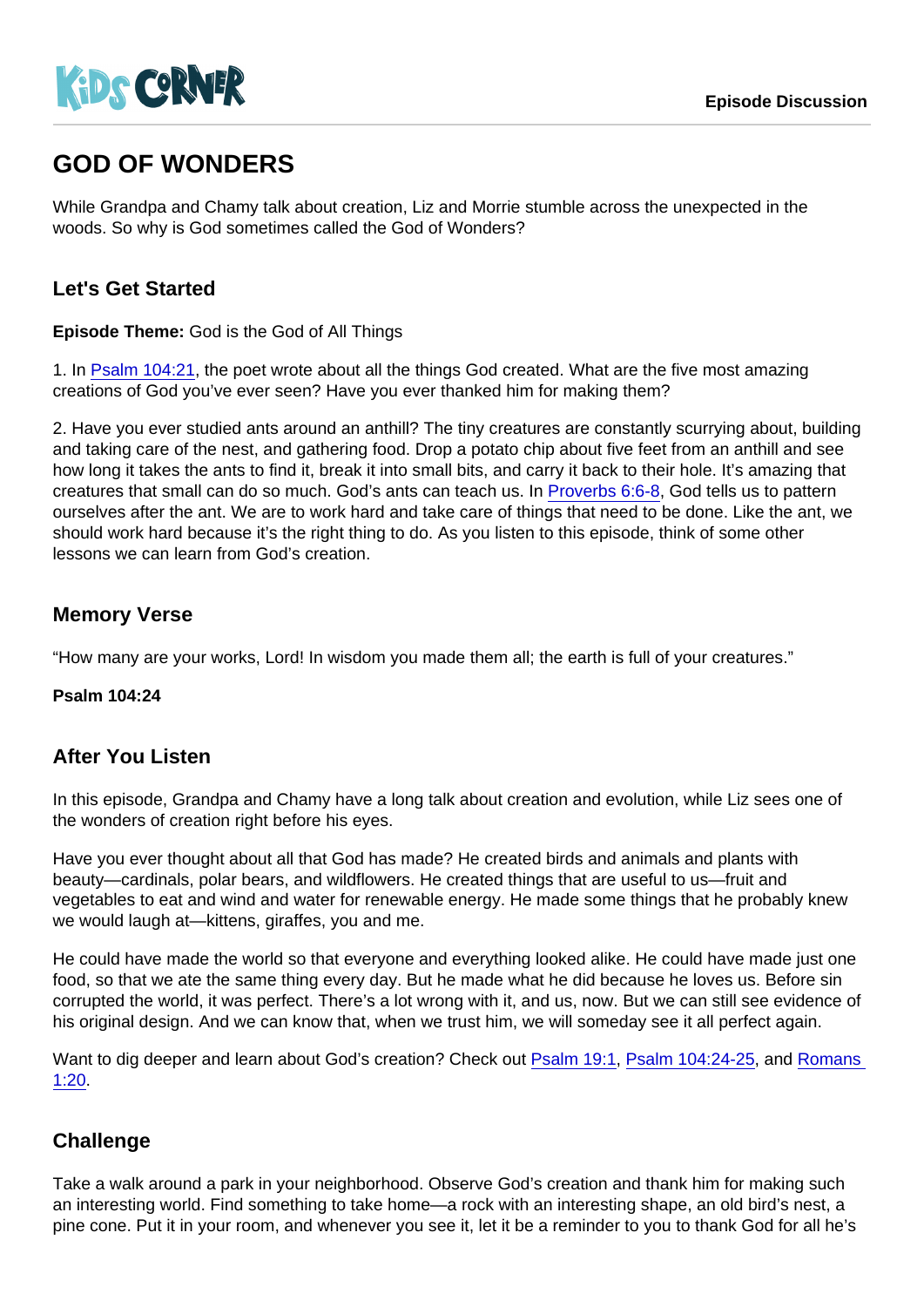KiDS CORNER

Episode Discussion

# GOD OF WONDERS

While Grandpa and Chamy talk about creation, Liz and Morrie stumble across the unexpected in the woods. So why is God sometimes called the God of Wonders?

## Let's Get Started

**Episode Theme:** God is the God of All Things

1. In Psalm 104:21, the poet wrote about all the things God created. What are the five most amazing creations of God you've ever seen? Have you ever thanked him for making them?

2. Have you ever studied ants around an anthill? The tiny creatures are constantly scurrying about, building and taking care of the nest, and gathering food. Drop a potato chip about five feet from an anthill and see how long it takes the ants to find it, break it into small bits, and carry it back to their hole. It's amazing that creatures that small can do so much. God's ants can teach us. In Proverbs 6:6-8, God tells us to pattern ourselves after the ant. We are to work hard and take care of things that need to be done. Like the ant, we should work hard because it's the right thing to do. As you listen to this episode, think of some other lessons we can learn from God's creation.

## Memory Verse

"How many are your works, Lord! In wisdom you made them all; the earth is full of your creatures."

**Psalm 104:24**

## After You Listen

In this episode, Grandpa and Chamy have a long talk about creation and evolution, while Liz sees one of the wonders of creation right before his eyes.

Have you ever thought about all that God has made? He created birds and animals and plants with beauty—cardinals, polar bears, and wildflowers. He created things that are useful to us—fruit and vegetables to eat and wind and water for renewable energy. He made some things that he probably knew we would laugh at—kittens, giraffes, you and me.

He could have made the world so that everyone and everything looked alike. He could have made just one food, so that we ate the same thing every day. But he made what he did because he loves us. Before sin corrupted the world, it was perfect. There's a lot wrong with it, and us, now. But we can still see evidence of his original design. And we can know that, when we trust him, we will someday see it all perfect again.

Want to dig deeper and learn about God's creation? Check out Psalm 19:1, Psalm 104:24-25, and Romans 1:20.

## Challenge

Take a walk around a park in your neighborhood. Observe God's creation and thank him for making such an interesting world. Find something to take home—a rock with an interesting shape, an old bird's nest, a pine cone. Put it in your room, and whenever you see it, let it be a reminder to you to thank God for all he's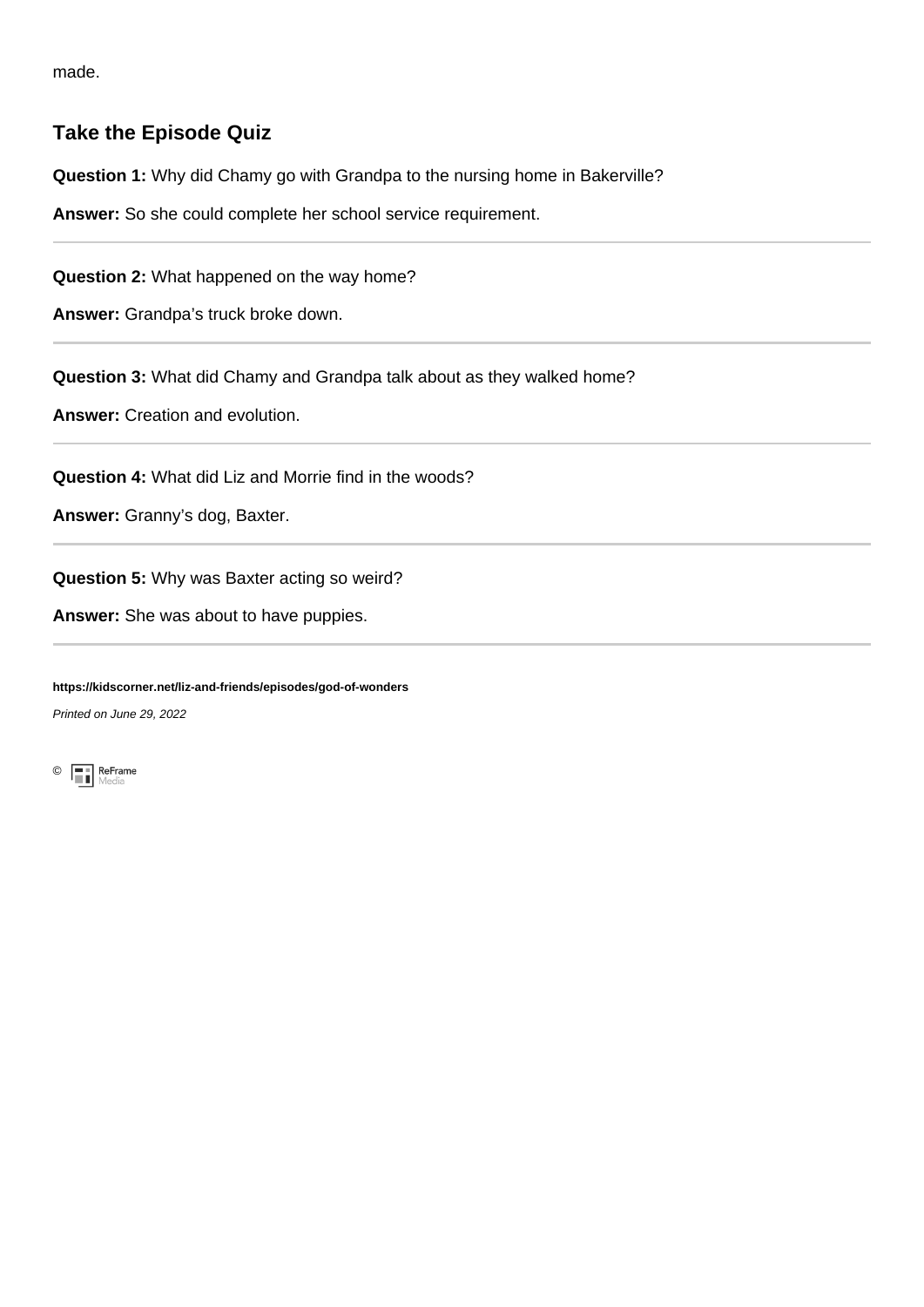made.

## Take the Episode Quiz

**Question 1:** Why did Chamy go with Grandpa to the nursing home in Bakerville?

**Answer:** So she could complete her school service requirement.

---

**Question 2:** What happened on the way home?

**Answer:** Grandpa’s truck broke down.

---

**Question 3:** What did Chamy and Grandpa talk about as they walked home?

**Answer:** Creation and evolution.

---

**Question 4:** What did Liz and Morrie find in the woods?

**Answer:** Granny’s dog, Baxter.

---

**Question 5:** Why was Baxter acting so weird?

**Answer:** She was about to have puppies.

---

**https://kidscorner.net/liz-and-friends/episodes/god-of-wonders**

*Printed on June 29, 2022*

© ReFrame Media